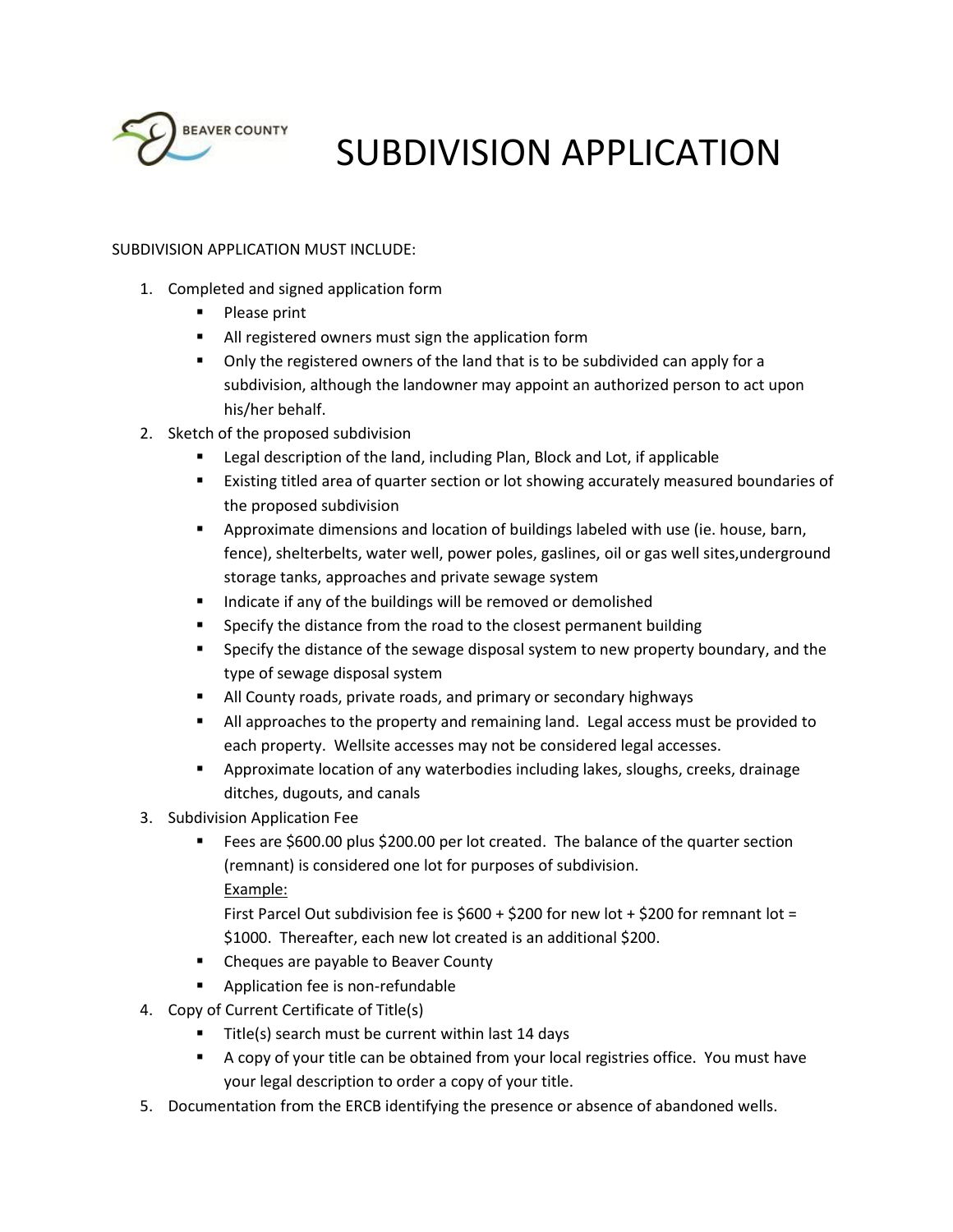BEAVER COUNTY

# SUBDIVISION APPLICATION

SUBDIVISION APPLICATION MUST INCLUDE:

1. Completed and signed application form
   - Please print
   - All registered owners must sign the application form
   - Only the registered owners of the land that is to be subdivided can apply for a subdivision, although the landowner may appoint an authorized person to act upon his/her behalf.
2. Sketch of the proposed subdivision
   - Legal description of the land, including Plan, Block and Lot, if applicable
   - Existing titled area of quarter section or lot showing accurately measured boundaries of the proposed subdivision
   - Approximate dimensions and location of buildings labeled with use (ie. house, barn, fence), shelterbelts, water well, power poles, gaslines, oil or gas well sites,underground storage tanks, approaches and private sewage system
   - Indicate if any of the buildings will be removed or demolished
   - Specify the distance from the road to the closest permanent building
   - Specify the distance of the sewage disposal system to new property boundary, and the type of sewage disposal system
   - All County roads, private roads, and primary or secondary highways
   - All approaches to the property and remaining land. Legal access must be provided to each property. Wellsite accesses may not be considered legal accesses.
   - Approximate location of any waterbodies including lakes, sloughs, creeks, drainage ditches, dugouts, and canals
3. Subdivision Application Fee
   - Fees are $600.00 plus $200.00 per lot created. The balance of the quarter section (remnant) is considered one lot for purposes of subdivision.

     <u>Example:</u>

     First Parcel Out subdivision fee is $600 + $200 for new lot + $200 for remnant lot = $1000. Thereafter, each new lot created is an additional $200.
   - Cheques are payable to Beaver County
   - Application fee is non-refundable
4. Copy of Current Certificate of Title(s)
   - Title(s) search must be current within last 14 days
   - A copy of your title can be obtained from your local registries office. You must have your legal description to order a copy of your title.
5. Documentation from the ERCB identifying the presence or absence of abandoned wells.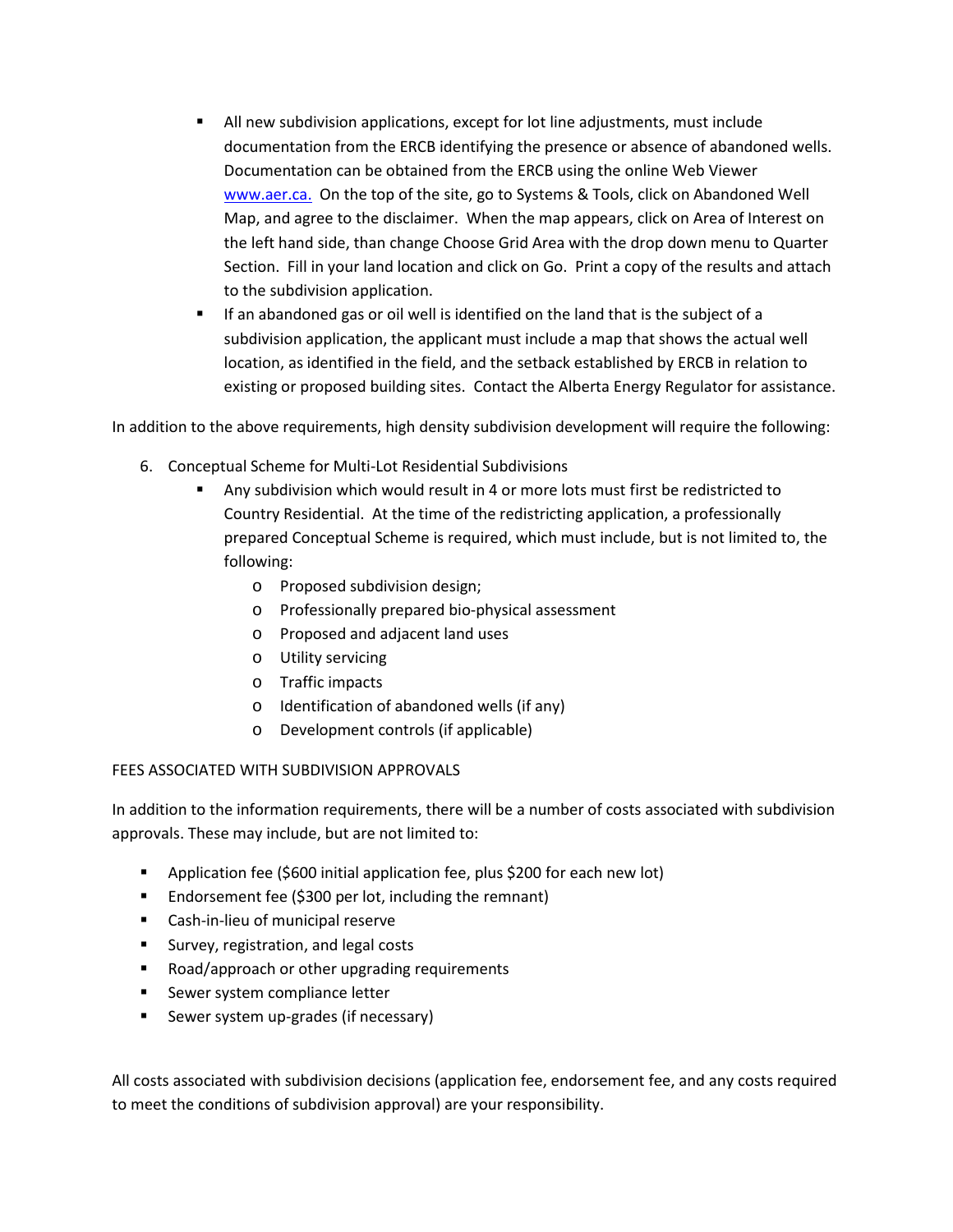- All new subdivision applications, except for lot line adjustments, must include documentation from the ERCB identifying the presence or absence of abandoned wells. Documentation can be obtained from the ERCB using the online Web Viewer [www.aer.ca.](http://www.aer.ca) On the top of the site, go to Systems & Tools, click on Abandoned Well Map, and agree to the disclaimer. When the map appears, click on Area of Interest on the left hand side, than change Choose Grid Area with the drop down menu to Quarter Section. Fill in your land location and click on Go. Print a copy of the results and attach to the subdivision application.
- If an abandoned gas or oil well is identified on the land that is the subject of a subdivision application, the applicant must include a map that shows the actual well location, as identified in the field, and the setback established by ERCB in relation to existing or proposed building sites. Contact the Alberta Energy Regulator for assistance.

In addition to the above requirements, high density subdivision development will require the following:

6. Conceptual Scheme for Multi-Lot Residential Subdivisions
   - Any subdivision which would result in 4 or more lots must first be redistricted to Country Residential. At the time of the redistricting application, a professionally prepared Conceptual Scheme is required, which must include, but is not limited to, the following:
     - Proposed subdivision design;
     - Professionally prepared bio-physical assessment
     - Proposed and adjacent land uses
     - Utility servicing
     - Traffic impacts
     - Identification of abandoned wells (if any)
     - Development controls (if applicable)

FEES ASSOCIATED WITH SUBDIVISION APPROVALS

In addition to the information requirements, there will be a number of costs associated with subdivision approvals. These may include, but are not limited to:

- Application fee ($600 initial application fee, plus $200 for each new lot)
- Endorsement fee ($300 per lot, including the remnant)
- Cash-in-lieu of municipal reserve
- Survey, registration, and legal costs
- Road/approach or other upgrading requirements
- Sewer system compliance letter
- Sewer system up-grades (if necessary)

All costs associated with subdivision decisions (application fee, endorsement fee, and any costs required to meet the conditions of subdivision approval) are your responsibility.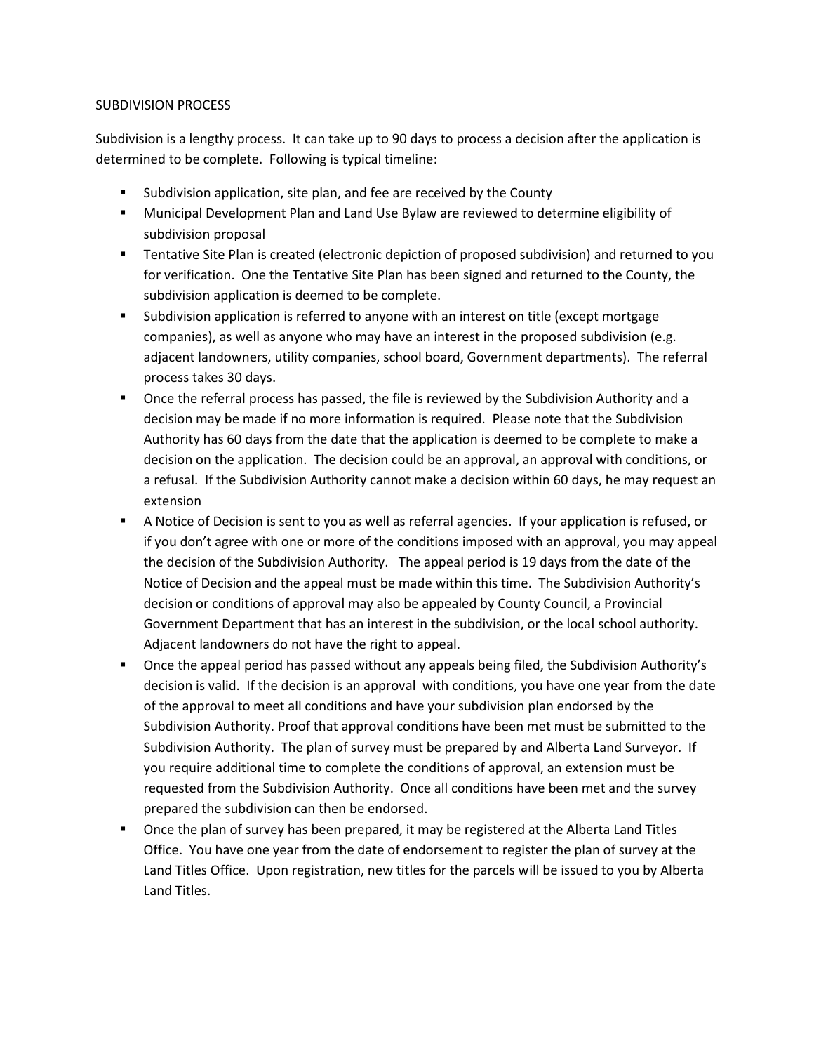SUBDIVISION PROCESS

Subdivision is a lengthy process. It can take up to 90 days to process a decision after the application is determined to be complete. Following is typical timeline:

- Subdivision application, site plan, and fee are received by the County
- Municipal Development Plan and Land Use Bylaw are reviewed to determine eligibility of subdivision proposal
- Tentative Site Plan is created (electronic depiction of proposed subdivision) and returned to you for verification. One the Tentative Site Plan has been signed and returned to the County, the subdivision application is deemed to be complete.
- Subdivision application is referred to anyone with an interest on title (except mortgage companies), as well as anyone who may have an interest in the proposed subdivision (e.g. adjacent landowners, utility companies, school board, Government departments). The referral process takes 30 days.
- Once the referral process has passed, the file is reviewed by the Subdivision Authority and a decision may be made if no more information is required. Please note that the Subdivision Authority has 60 days from the date that the application is deemed to be complete to make a decision on the application. The decision could be an approval, an approval with conditions, or a refusal. If the Subdivision Authority cannot make a decision within 60 days, he may request an extension
- A Notice of Decision is sent to you as well as referral agencies. If your application is refused, or if you don't agree with one or more of the conditions imposed with an approval, you may appeal the decision of the Subdivision Authority. The appeal period is 19 days from the date of the Notice of Decision and the appeal must be made within this time. The Subdivision Authority's decision or conditions of approval may also be appealed by County Council, a Provincial Government Department that has an interest in the subdivision, or the local school authority. Adjacent landowners do not have the right to appeal.
- Once the appeal period has passed without any appeals being filed, the Subdivision Authority's decision is valid. If the decision is an approval with conditions, you have one year from the date of the approval to meet all conditions and have your subdivision plan endorsed by the Subdivision Authority. Proof that approval conditions have been met must be submitted to the Subdivision Authority. The plan of survey must be prepared by and Alberta Land Surveyor. If you require additional time to complete the conditions of approval, an extension must be requested from the Subdivision Authority. Once all conditions have been met and the survey prepared the subdivision can then be endorsed.
- Once the plan of survey has been prepared, it may be registered at the Alberta Land Titles Office. You have one year from the date of endorsement to register the plan of survey at the Land Titles Office. Upon registration, new titles for the parcels will be issued to you by Alberta Land Titles.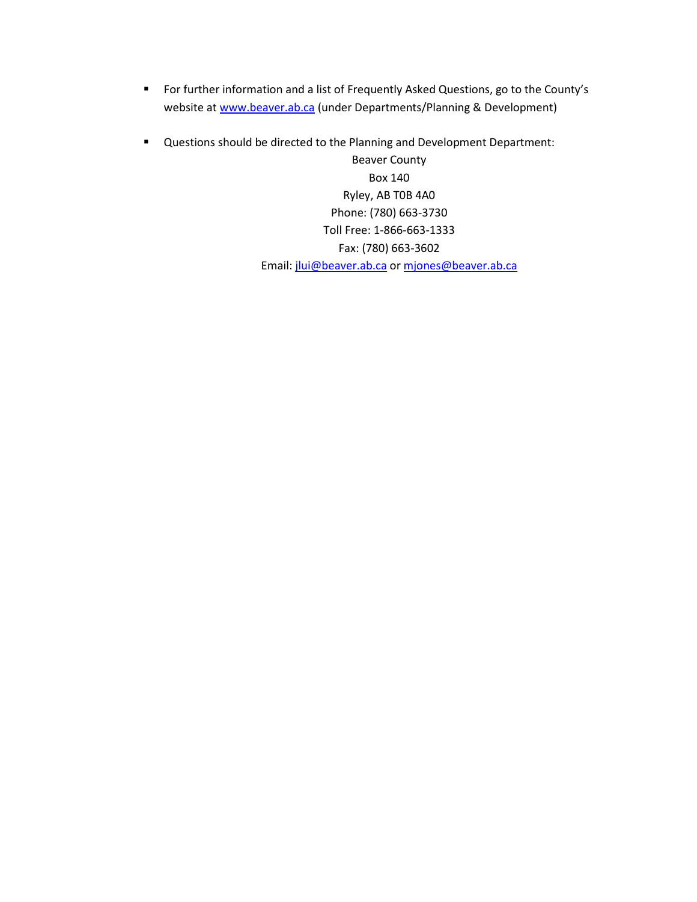- For further information and a list of Frequently Asked Questions, go to the County's website at www.beaver.ab.ca (under Departments/Planning & Development)

- Questions should be directed to the Planning and Development Department:

  Beaver County
  Box 140
  Ryley, AB T0B 4A0
  Phone: (780) 663-3730
  Toll Free: 1-866-663-1333
  Fax: (780) 663-3602
  Email: jlui@beaver.ab.ca or mjones@beaver.ab.ca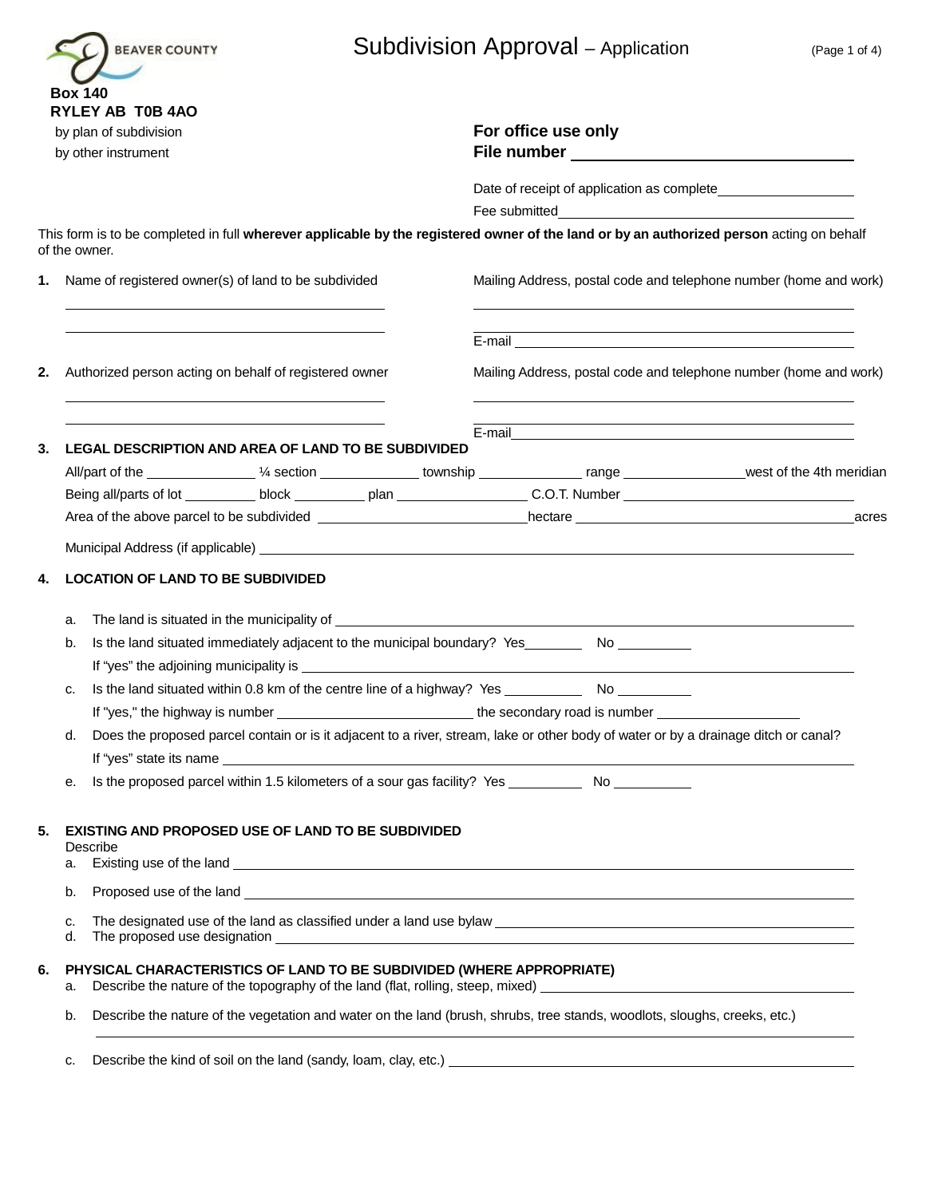BEAVER COUNTY

Box 140
RYLEY AB T0B 4AO

# Subdivision Approval – Application

by plan of subdivision
by other instrument

**For office use only**
**File number** ______________________

Date of receipt of application as complete ______________________

Fee submitted ______________________

This form is to be completed in full **wherever applicable by the registered owner of the land or by an authorized person** acting on behalf of the owner.

**1.** Name of registered owner(s) of land to be subdivided ______________________

Mailing Address, postal code and telephone number (home and work) ______________________

E-mail ______________________

**2.** Authorized person acting on behalf of registered owner ______________________

Mailing Address, postal code and telephone number (home and work) ______________________

E-mail ______________________

**3. LEGAL DESCRIPTION AND AREA OF LAND TO BE SUBDIVIDED**

All/part of the __________ ¼ section __________ township __________ range __________ west of the 4th meridian

Being all/parts of lot __________ block __________ plan __________ C.O.T. Number __________

Area of the above parcel to be subdivided __________ hectare __________ acres

Municipal Address (if applicable) ______________________

**4. LOCATION OF LAND TO BE SUBDIVIDED**

a. The land is situated in the municipality of ______________________

b. Is the land situated immediately adjacent to the municipal boundary? Yes ________ No ________

If "yes" the adjoining municipality is ______________________

c. Is the land situated within 0.8 km of the centre line of a highway? Yes ________ No ________

If "yes," the highway is number __________ the secondary road is number __________

d. Does the proposed parcel contain or is it adjacent to a river, stream, lake or other body of water or by a drainage ditch or canal?

If "yes" state its name ______________________

e. Is the proposed parcel within 1.5 kilometers of a sour gas facility? Yes ________ No ________

**5. EXISTING AND PROPOSED USE OF LAND TO BE SUBDIVIDED**

Describe

a. Existing use of the land ______________________

b. Proposed use of the land ______________________

c. The designated use of the land as classified under a land use bylaw ______________________

d. The proposed use designation ______________________

**6. PHYSICAL CHARACTERISTICS OF LAND TO BE SUBDIVIDED (WHERE APPROPRIATE)**

a. Describe the nature of the topography of the land (flat, rolling, steep, mixed) ______________________

b. Describe the nature of the vegetation and water on the land (brush, shrubs, tree stands, woodlots, sloughs, creeks, etc.)

______________________

c. Describe the kind of soil on the land (sandy, loam, clay, etc.) ______________________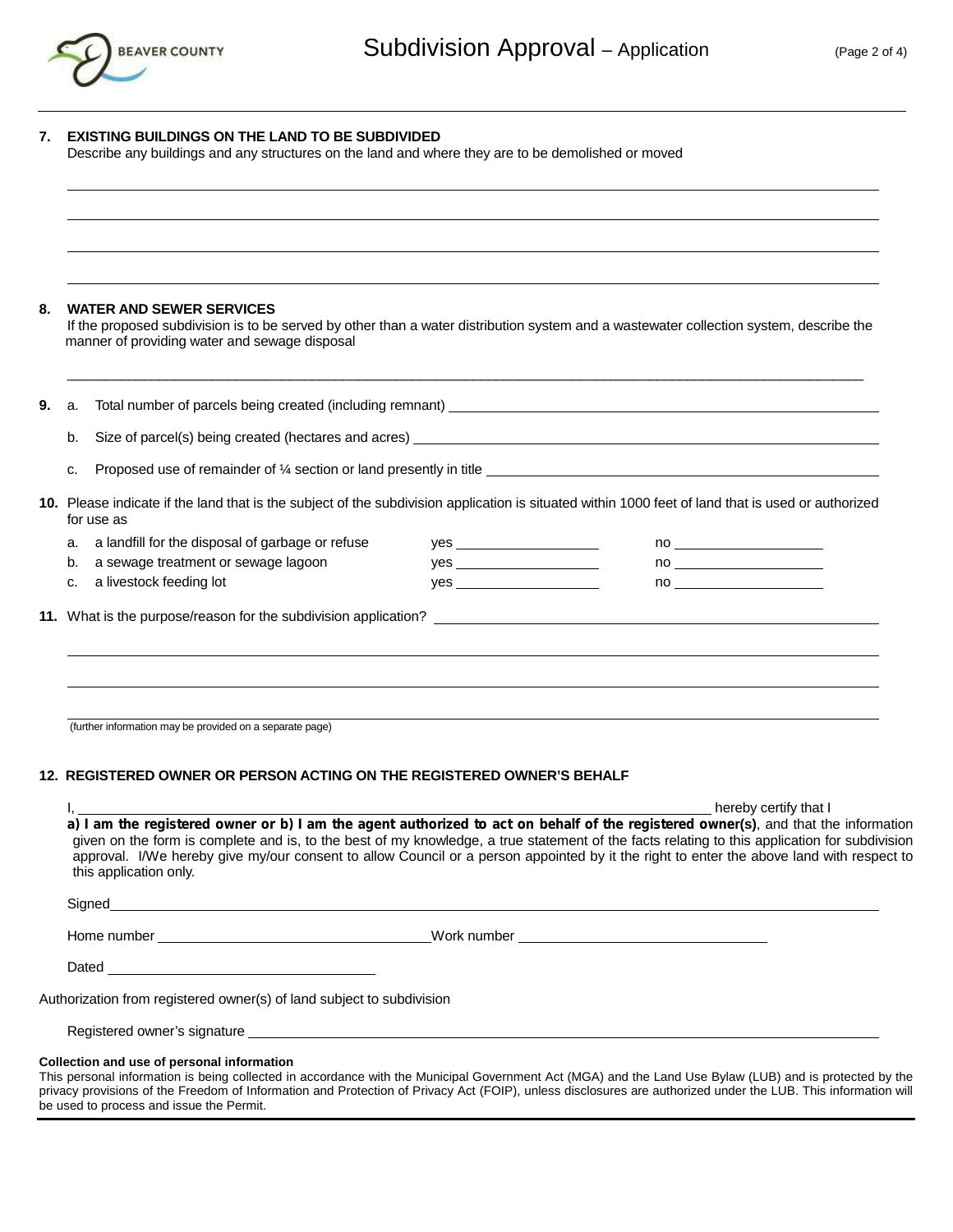**7. EXISTING BUILDINGS ON THE LAND TO BE SUBDIVIDED**

Describe any buildings and any structures on the land and where they are to be demolished or moved

______________________________________________________________________

______________________________________________________________________

______________________________________________________________________

______________________________________________________________________

**8. WATER AND SEWER SERVICES**

If the proposed subdivision is to be served by other than a water distribution system and a wastewater collection system, describe the manner of providing water and sewage disposal

______________________________________________________________________

**9.** a. Total number of parcels being created (including remnant) ____________________

b. Size of parcel(s) being created (hectares and acres) ____________________

c. Proposed use of remainder of ¼ section or land presently in title ____________________

**10.** Please indicate if the land that is the subject of the subdivision application is situated within 1000 feet of land that is used or authorized for use as

a. a landfill for the disposal of garbage or refuse yes __________ no __________

b. a sewage treatment or sewage lagoon yes __________ no __________

c. a livestock feeding lot yes __________ no __________

**11.** What is the purpose/reason for the subdivision application? ____________________

______________________________________________________________________

______________________________________________________________________

______________________________________________________________________

(further information may be provided on a separate page)

**12. REGISTERED OWNER OR PERSON ACTING ON THE REGISTERED OWNER'S BEHALF**

I, ______________________________ hereby certify that I **a) I am the registered owner or b) I am the agent authorized to act on behalf of the registered owner(s)**, and that the information given on the form is complete and is, to the best of my knowledge, a true statement of the facts relating to this application for subdivision approval. I/We hereby give my/our consent to allow Council or a person appointed by it the right to enter the above land with respect to this application only.

Signed ______________________________

Home number ____________________ Work number ____________________

Dated ____________________

Authorization from registered owner(s) of land subject to subdivision

Registered owner's signature ______________________________

**Collection and use of personal information**

This personal information is being collected in accordance with the Municipal Government Act (MGA) and the Land Use Bylaw (LUB) and is protected by the privacy provisions of the Freedom of Information and Protection of Privacy Act (FOIP), unless disclosures are authorized under the LUB. This information will be used to process and issue the Permit.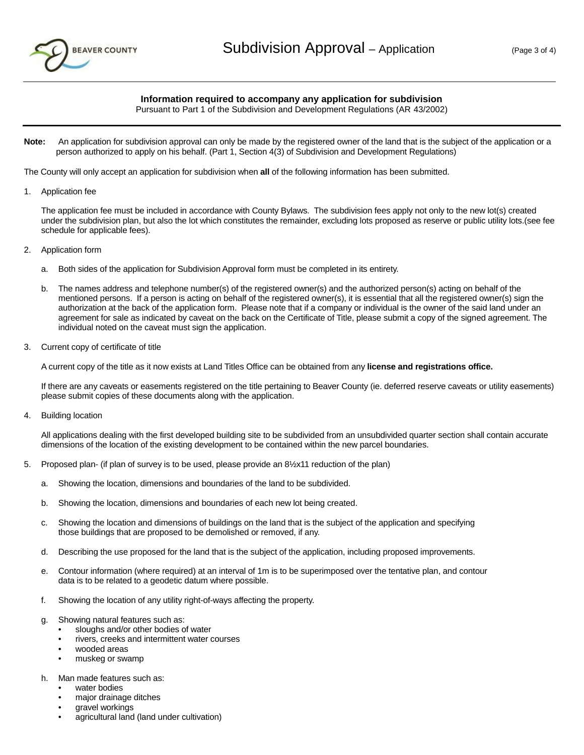# Subdivision Approval – Application

**Information required to accompany any application for subdivision**
Pursuant to Part 1 of the Subdivision and Development Regulations (AR 43/2002)

**Note:** An application for subdivision approval can only be made by the registered owner of the land that is the subject of the application or a person authorized to apply on his behalf. (Part 1, Section 4(3) of Subdivision and Development Regulations)

The County will only accept an application for subdivision when **all** of the following information has been submitted.

1. Application fee

   The application fee must be included in accordance with County Bylaws. The subdivision fees apply not only to the new lot(s) created under the subdivision plan, but also the lot which constitutes the remainder, excluding lots proposed as reserve or public utility lots.(see fee schedule for applicable fees).

2. Application form

   a. Both sides of the application for Subdivision Approval form must be completed in its entirety.

   b. The names address and telephone number(s) of the registered owner(s) and the authorized person(s) acting on behalf of the mentioned persons. If a person is acting on behalf of the registered owner(s), it is essential that all the registered owner(s) sign the authorization at the back of the application form. Please note that if a company or individual is the owner of the said land under an agreement for sale as indicated by caveat on the back on the Certificate of Title, please submit a copy of the signed agreement. The individual noted on the caveat must sign the application.

3. Current copy of certificate of title

   A current copy of the title as it now exists at Land Titles Office can be obtained from any **license and registrations office.**

   If there are any caveats or easements registered on the title pertaining to Beaver County (ie. deferred reserve caveats or utility easements) please submit copies of these documents along with the application.

4. Building location

   All applications dealing with the first developed building site to be subdivided from an unsubdivided quarter section shall contain accurate dimensions of the location of the existing development to be contained within the new parcel boundaries.

5. Proposed plan- (if plan of survey is to be used, please provide an 8½x11 reduction of the plan)

   a. Showing the location, dimensions and boundaries of the land to be subdivided.

   b. Showing the location, dimensions and boundaries of each new lot being created.

   c. Showing the location and dimensions of buildings on the land that is the subject of the application and specifying those buildings that are proposed to be demolished or removed, if any.

   d. Describing the use proposed for the land that is the subject of the application, including proposed improvements.

   e. Contour information (where required) at an interval of 1m is to be superimposed over the tentative plan, and contour data is to be related to a geodetic datum where possible.

   f. Showing the location of any utility right-of-ways affecting the property.

   g. Showing natural features such as:
      - sloughs and/or other bodies of water
      - rivers, creeks and intermittent water courses
      - wooded areas
      - muskeg or swamp

   h. Man made features such as:
      - water bodies
      - major drainage ditches
      - gravel workings
      - agricultural land (land under cultivation)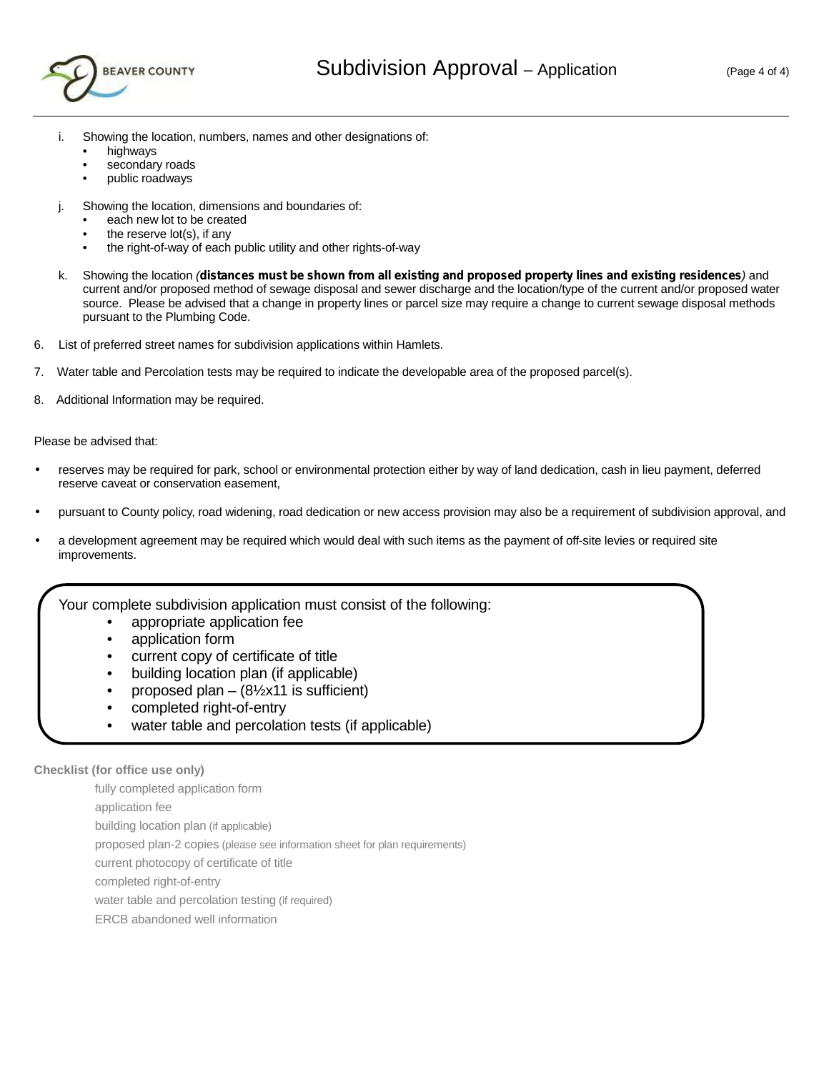i. Showing the location, numbers, names and other designations of:
   - highways
   - secondary roads
   - public roadways

j. Showing the location, dimensions and boundaries of:
   - each new lot to be created
   - the reserve lot(s), if any
   - the right-of-way of each public utility and other rights-of-way

k. Showing the location *(**distances must be shown from all existing and proposed property lines and existing residences**)* and current and/or proposed method of sewage disposal and sewer discharge and the location/type of the current and/or proposed water source. Please be advised that a change in property lines or parcel size may require a change to current sewage disposal methods pursuant to the Plumbing Code.

6. List of preferred street names for subdivision applications within Hamlets.

7. Water table and Percolation tests may be required to indicate the developable area of the proposed parcel(s).

8. Additional Information may be required.

Please be advised that:

- reserves may be required for park, school or environmental protection either by way of land dedication, cash in lieu payment, deferred reserve caveat or conservation easement,
- pursuant to County policy, road widening, road dedication or new access provision may also be a requirement of subdivision approval, and
- a development agreement may be required which would deal with such items as the payment of off-site levies or required site improvements.

Your complete subdivision application must consist of the following:

- appropriate application fee
- application form
- current copy of certificate of title
- building location plan (if applicable)
- proposed plan – (8½x11 is sufficient)
- completed right-of-entry
- water table and percolation tests (if applicable)

**Checklist (for office use only)**

- fully completed application form
- application fee
- building location plan (if applicable)
- proposed plan-2 copies (please see information sheet for plan requirements)
- current photocopy of certificate of title
- completed right-of-entry
- water table and percolation testing (if required)
- ERCB abandoned well information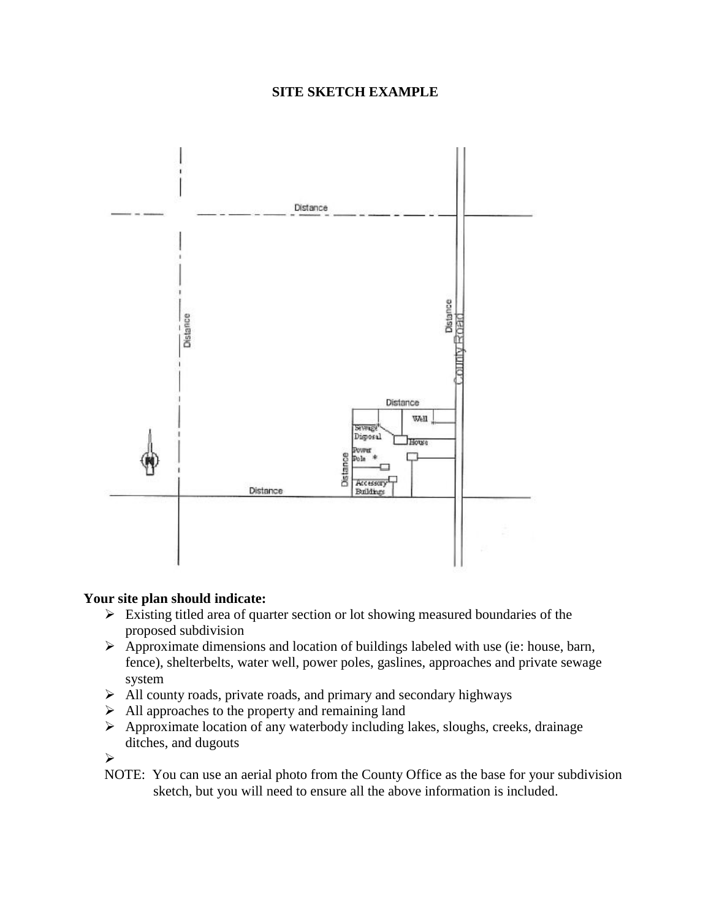**SITE SKETCH EXAMPLE**

**Your site plan should indicate:**

- Existing titled area of quarter section or lot showing measured boundaries of the proposed subdivision
- Approximate dimensions and location of buildings labeled with use (ie: house, barn, fence), shelterbelts, water well, power poles, gaslines, approaches and private sewage system
- All county roads, private roads, and primary and secondary highways
- All approaches to the property and remaining land
- Approximate location of any waterbody including lakes, sloughs, creeks, drainage ditches, and dugouts

NOTE: You can use an aerial photo from the County Office as the base for your subdivision sketch, but you will need to ensure all the above information is included.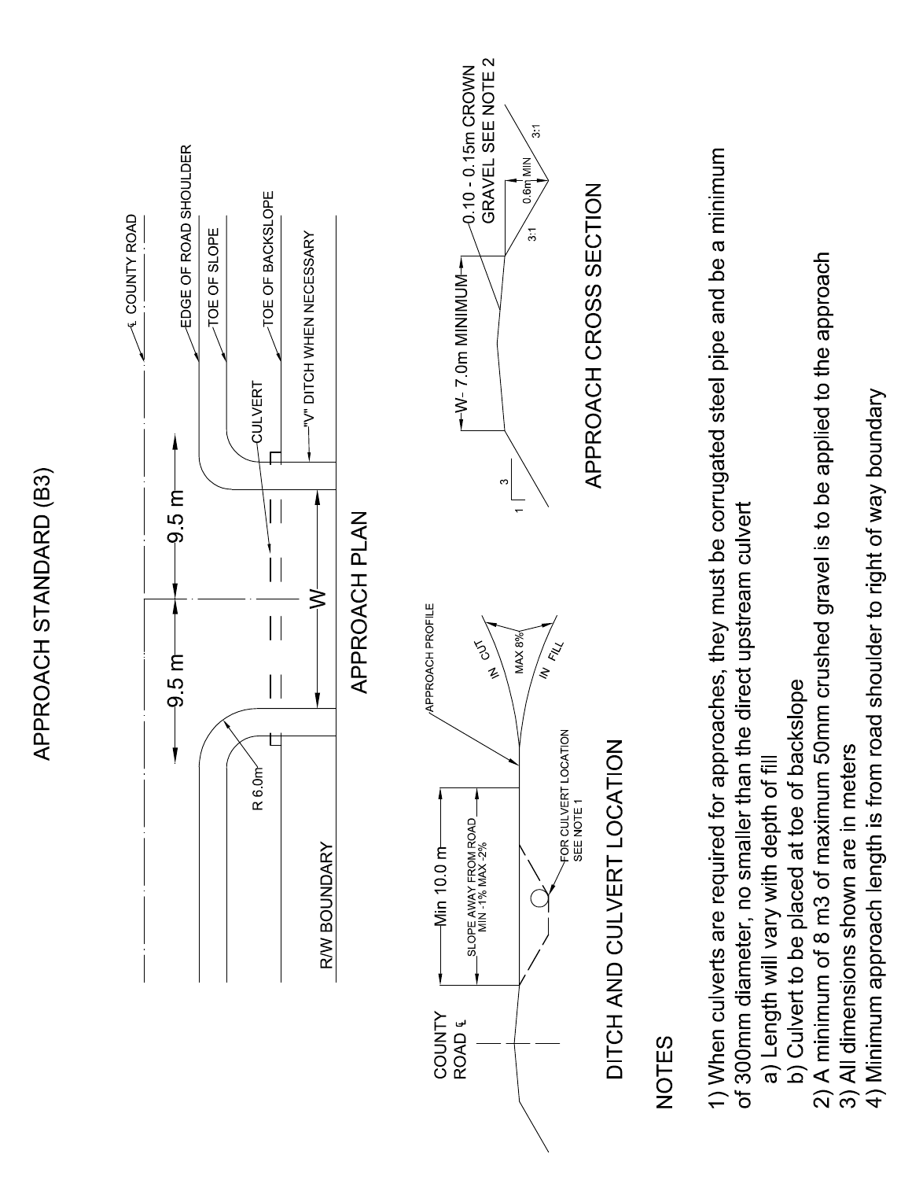# APPROACH STANDARD (B3)

## APPROACH PLAN

## DITCH AND CULVERT LOCATION

## APPROACH CROSS SECTION

## NOTES

1) When culverts are required for approaches, they must be corrugated steel pipe and be a minimum of 300mm diameter, no smaller than the direct upstream culvert
   a) Length will vary with depth of fill
   b) Culvert to be placed at toe of backslope
2) A minimum of 8 m3 of maximum 50mm crushed gravel is to be applied to the approach
3) All dimensions shown are in meters
4) Minimum approach length is from road shoulder to right of way boundary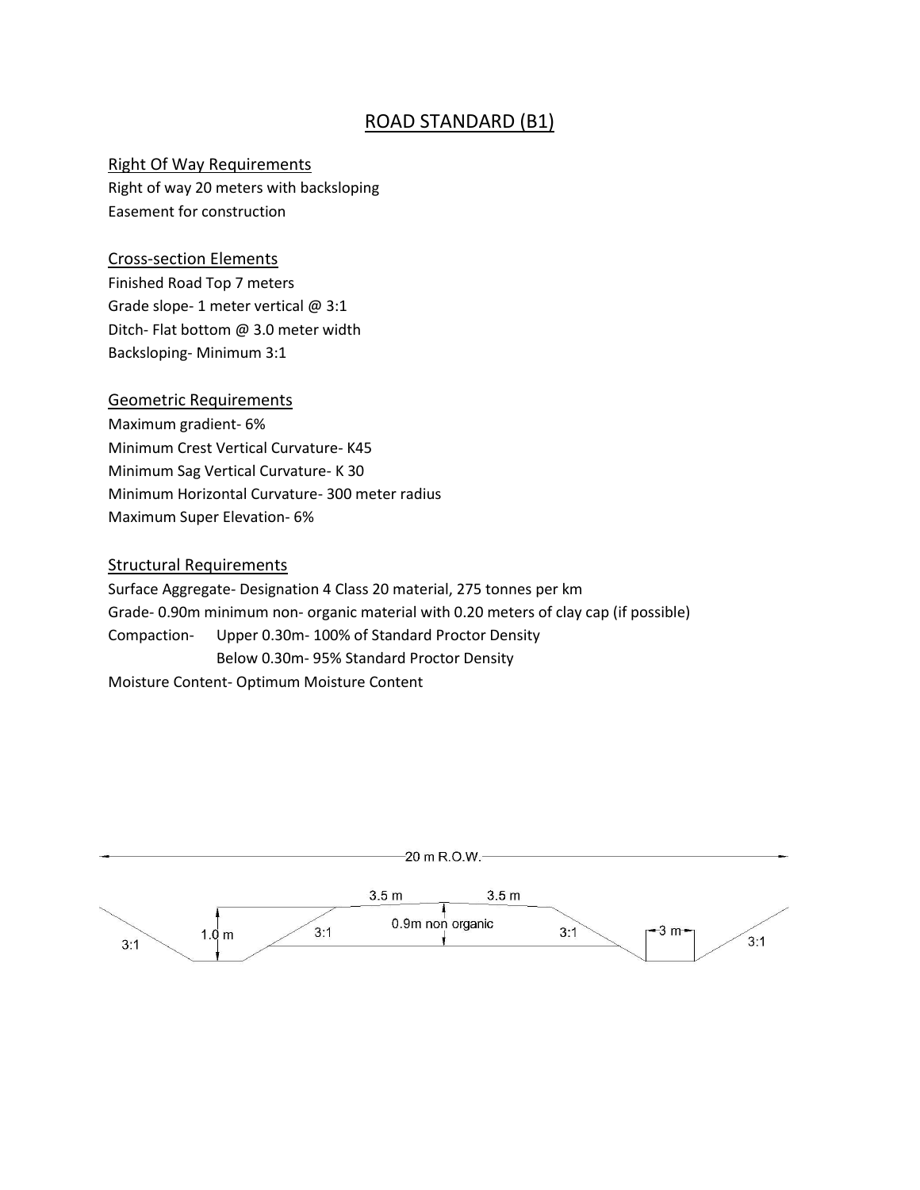# ROAD STANDARD (B1)

## Right Of Way Requirements

Right of way 20 meters with backsloping
Easement for construction

## Cross-section Elements

Finished Road Top 7 meters
Grade slope- 1 meter vertical @ 3:1
Ditch- Flat bottom @ 3.0 meter width
Backsloping- Minimum 3:1

## Geometric Requirements

Maximum gradient- 6%
Minimum Crest Vertical Curvature- K45
Minimum Sag Vertical Curvature- K 30
Minimum Horizontal Curvature- 300 meter radius
Maximum Super Elevation- 6%

## Structural Requirements

Surface Aggregate- Designation 4 Class 20 material, 275 tonnes per km
Grade- 0.90m minimum non- organic material with 0.20 meters of clay cap (if possible)
Compaction- Upper 0.30m- 100% of Standard Proctor Density
Below 0.30m- 95% Standard Proctor Density
Moisture Content- Optimum Moisture Content

20 m R.O.W.
3.5 m
3.5 m
0.9m non organic
1.0 m
3:1
3:1
3:1
3 m
3:1